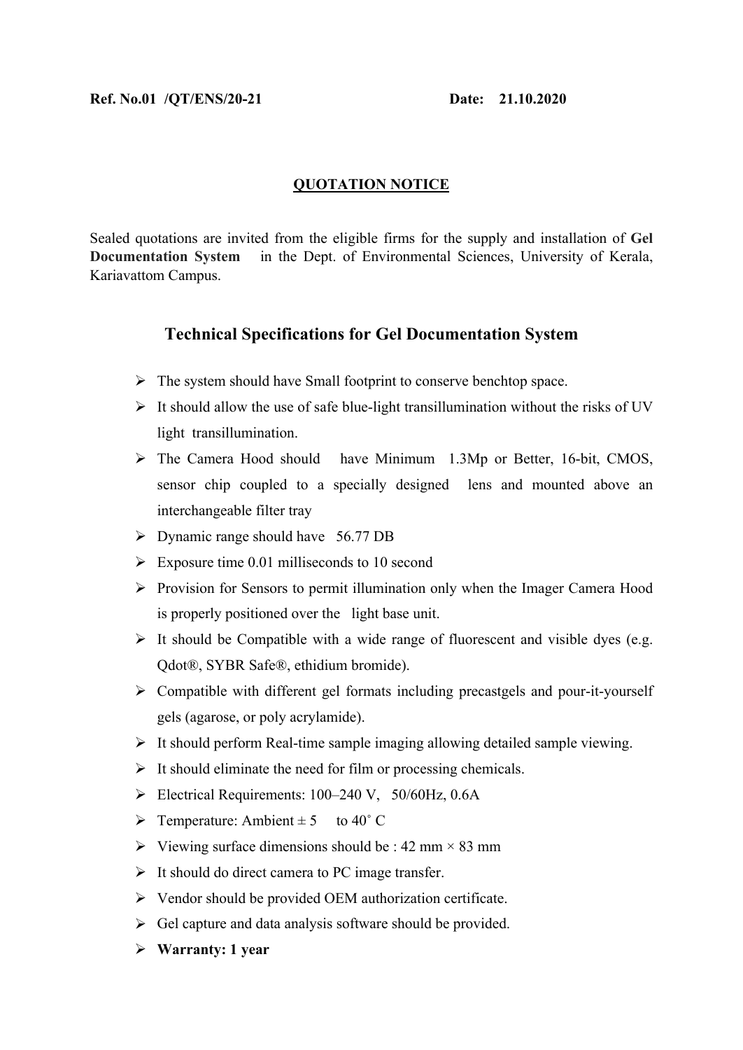**Ref. No.01 /QT/ENS/20-21** **Date: 21.10.2020**

**QUOTATION NOTICE**

Sealed quotations are invited from the eligible firms for the supply and installation of **Gel Documentation System** in the Dept. of Environmental Sciences, University of Kerala, Kariavattom Campus.

## Technical Specifications for Gel Documentation System

- The system should have Small footprint to conserve benchtop space.
- It should allow the use of safe blue-light transillumination without the risks of UV light transillumination.
- The Camera Hood should have Minimum 1.3Mp or Better, 16-bit, CMOS, sensor chip coupled to a specially designed lens and mounted above an interchangeable filter tray
- Dynamic range should have 56.77 DB
- Exposure time 0.01 milliseconds to 10 second
- Provision for Sensors to permit illumination only when the Imager Camera Hood is properly positioned over the light base unit.
- It should be Compatible with a wide range of fluorescent and visible dyes (e.g. Qdot®, SYBR Safe®, ethidium bromide).
- Compatible with different gel formats including precastgels and pour-it-yourself gels (agarose, or poly acrylamide).
- It should perform Real-time sample imaging allowing detailed sample viewing.
- It should eliminate the need for film or processing chemicals.
- Electrical Requirements: 100–240 V, 50/60Hz, 0.6A
- Temperature: Ambient ± 5 to 40˚ C
- Viewing surface dimensions should be : 42 mm × 83 mm
- It should do direct camera to PC image transfer.
- Vendor should be provided OEM authorization certificate.
- Gel capture and data analysis software should be provided.
- **Warranty: 1 year**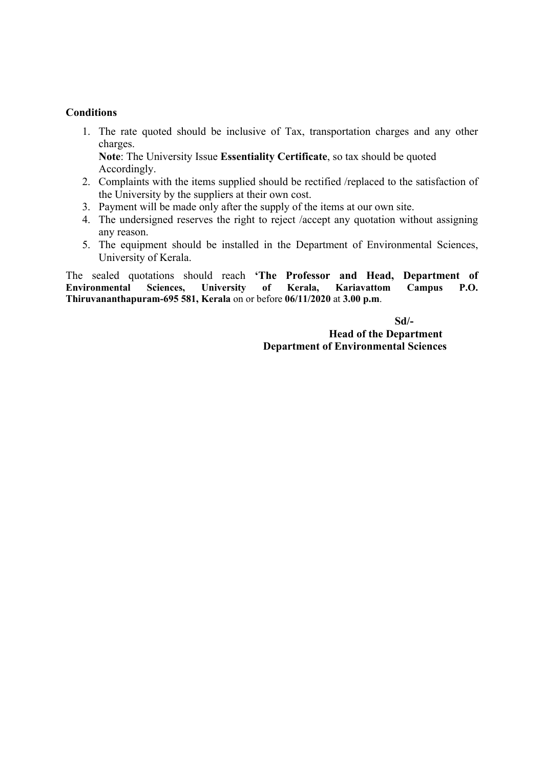**Conditions**

1. The rate quoted should be inclusive of Tax, transportation charges and any other charges.
   **Note**: The University Issue **Essentiality Certificate**, so tax should be quoted Accordingly.
2. Complaints with the items supplied should be rectified /replaced to the satisfaction of the University by the suppliers at their own cost.
3. Payment will be made only after the supply of the items at our own site.
4. The undersigned reserves the right to reject /accept any quotation without assigning any reason.
5. The equipment should be installed in the Department of Environmental Sciences, University of Kerala.

The sealed quotations should reach **'The Professor and Head, Department of Environmental Sciences, University of Kerala, Kariavattom Campus P.O. Thiruvananthapuram-695 581, Kerala** on or before **06/11/2020** at **3.00 p.m**.

**Sd/-**
**Head of the Department**
**Department of Environmental Sciences**